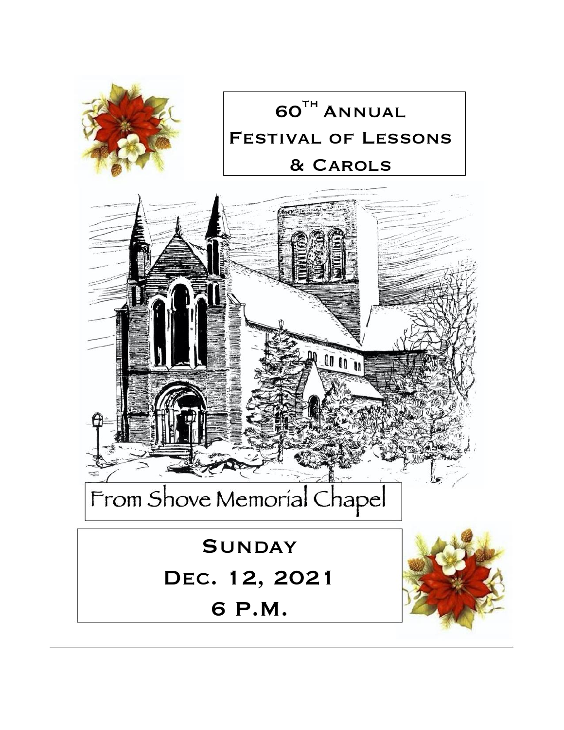# 60th Annual Festival of Lessons & Carols

From Shove Memorial Chapel

**Sunday**

**Dec. 12, 2021**

**6 P.M.**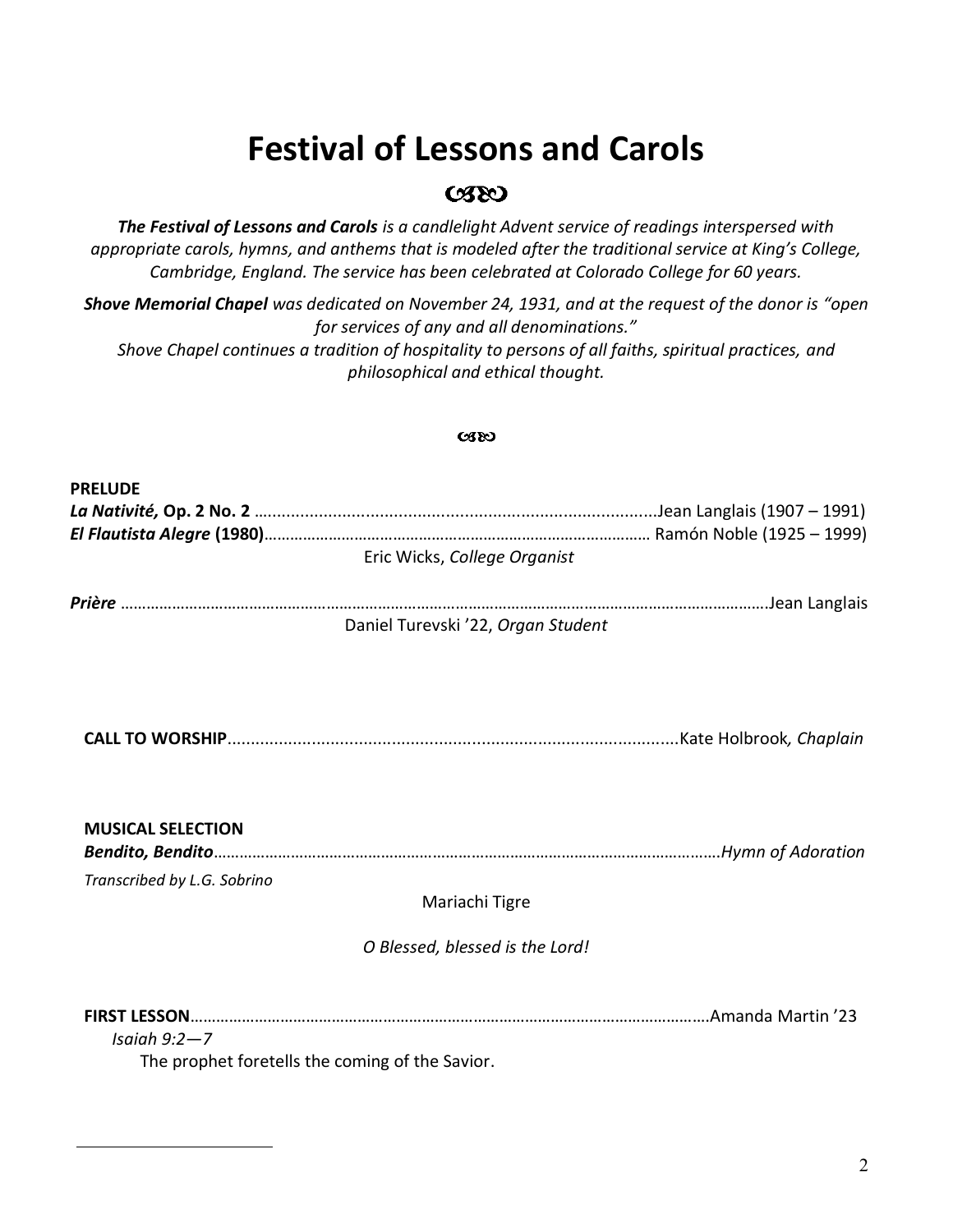# Festival of Lessons and Carols

***The Festival of Lessons and Carols** is a candlelight Advent service of readings interspersed with appropriate carols, hymns, and anthems that is modeled after the traditional service at King's College, Cambridge, England. The service has been celebrated at Colorado College for 60 years.*

***Shove Memorial Chapel** was dedicated on November 24, 1931, and at the request of the donor is "open for services of any and all denominations."*
*Shove Chapel continues a tradition of hospitality to persons of all faiths, spiritual practices, and philosophical and ethical thought.*

**PRELUDE**

***La Nativité*, Op. 2 No. 2** ........ Jean Langlais (1907 – 1991)

***El Flautista Alegre* (1980)** ........ Ramón Noble (1925 – 1999)

Eric Wicks, *College Organist*

***Prière*** ........ Jean Langlais

Daniel Turevski '22, *Organ Student*

**CALL TO WORSHIP** ........ Kate Holbrook*, Chaplain*

**MUSICAL SELECTION**

***Bendito, Bendito*** ........ *Hymn of Adoration*

*Transcribed by L.G. Sobrino*

Mariachi Tigre

*O Blessed, blessed is the Lord!*

**FIRST LESSON** ........ Amanda Martin '23

*Isaiah 9:2—7*

The prophet foretells the coming of the Savior.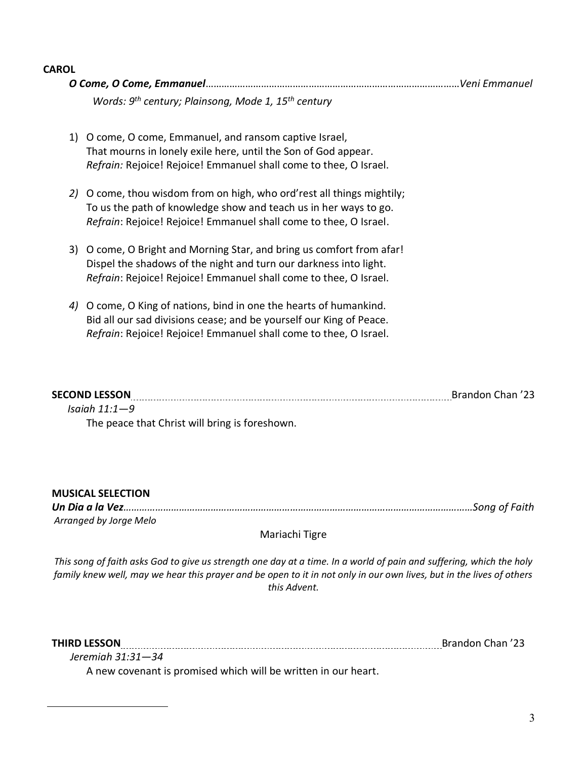**CAROL**

***O Come, O Come, Emmanuel***…………………………………………………………………………………*Veni Emmanuel*

*Words: 9th century; Plainsong, Mode 1, 15th century*

1) O come, O come, Emmanuel, and ransom captive Israel,
   That mourns in lonely exile here, until the Son of God appear.
   *Refrain:* Rejoice! Rejoice! Emmanuel shall come to thee, O Israel.

2) O come, thou wisdom from on high, who ord'rest all things mightily;
   To us the path of knowledge show and teach us in her ways to go.
   *Refrain*: Rejoice! Rejoice! Emmanuel shall come to thee, O Israel.

3) O come, O Bright and Morning Star, and bring us comfort from afar!
   Dispel the shadows of the night and turn our darkness into light.
   *Refrain*: Rejoice! Rejoice! Emmanuel shall come to thee, O Israel.

4) O come, O King of nations, bind in one the hearts of humankind.
   Bid all our sad divisions cease; and be yourself our King of Peace.
   *Refrain*: Rejoice! Rejoice! Emmanuel shall come to thee, O Israel.

**SECOND LESSON**…………………………………………………………………………………Brandon Chan '23

*Isaiah 11:1—9*

The peace that Christ will bring is foreshown.

**MUSICAL SELECTION**

***Un Dia a la Vez***…………………………………………………………………………………*Song of Faith*

*Arranged by Jorge Melo*

Mariachi Tigre

*This song of faith asks God to give us strength one day at a time. In a world of pain and suffering, which the holy family knew well, may we hear this prayer and be open to it in not only in our own lives, but in the lives of others this Advent.*

**THIRD LESSON**…………………………………………………………………………………Brandon Chan '23

*Jeremiah 31:31—34*

A new covenant is promised which will be written in our heart.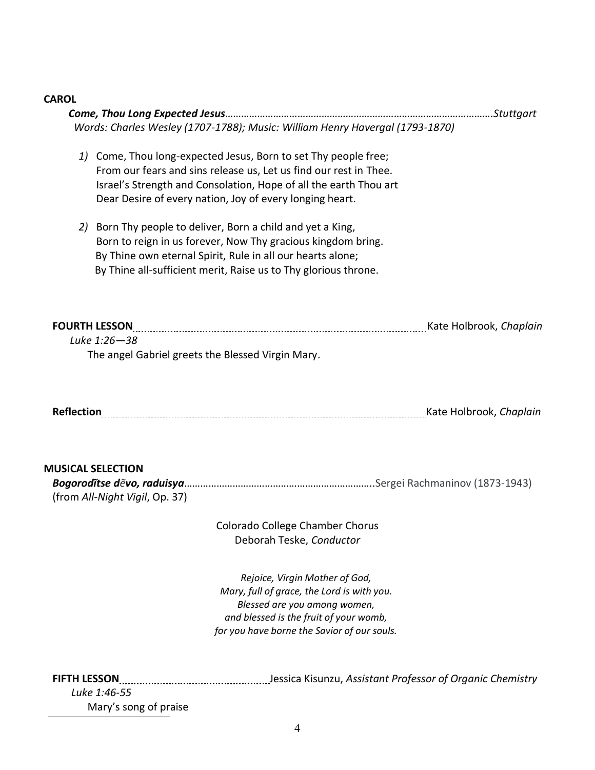**CAROL**

***Come, Thou Long Expected Jesus***…………………………………………………………………………………………*Stuttgart*

*Words: Charles Wesley (1707-1788); Music: William Henry Havergal (1793-1870)*

*1)* Come, Thou long-expected Jesus, Born to set Thy people free;
From our fears and sins release us, Let us find our rest in Thee.
Israel's Strength and Consolation, Hope of all the earth Thou art
Dear Desire of every nation, Joy of every longing heart.

*2)* Born Thy people to deliver, Born a child and yet a King,
Born to reign in us forever, Now Thy gracious kingdom bring.
By Thine own eternal Spirit, Rule in all our hearts alone;
By Thine all-sufficient merit, Raise us to Thy glorious throne.

**FOURTH LESSON** ............................................................................................................ Kate Holbrook, *Chaplain*

*Luke 1:26—38*

The angel Gabriel greets the Blessed Virgin Mary.

**Reflection** ............................................................................................................ Kate Holbrook, *Chaplain*

**MUSICAL SELECTION**

***Bogorodi̇̃tse dẽvo, raduisya***…………………………………………………………….Sergei Rachmaninov (1873-1943)
(from *All-Night Vigil*, Op. 37)

Colorado College Chamber Chorus
Deborah Teske, *Conductor*

*Rejoice, Virgin Mother of God,*
*Mary, full of grace, the Lord is with you.*
*Blessed are you among women,*
*and blessed is the fruit of your womb,*
*for you have borne the Savior of our souls.*

**FIFTH LESSON** ............................................... Jessica Kisunzu, *Assistant Professor of Organic Chemistry*

*Luke 1:46-55*

Mary's song of praise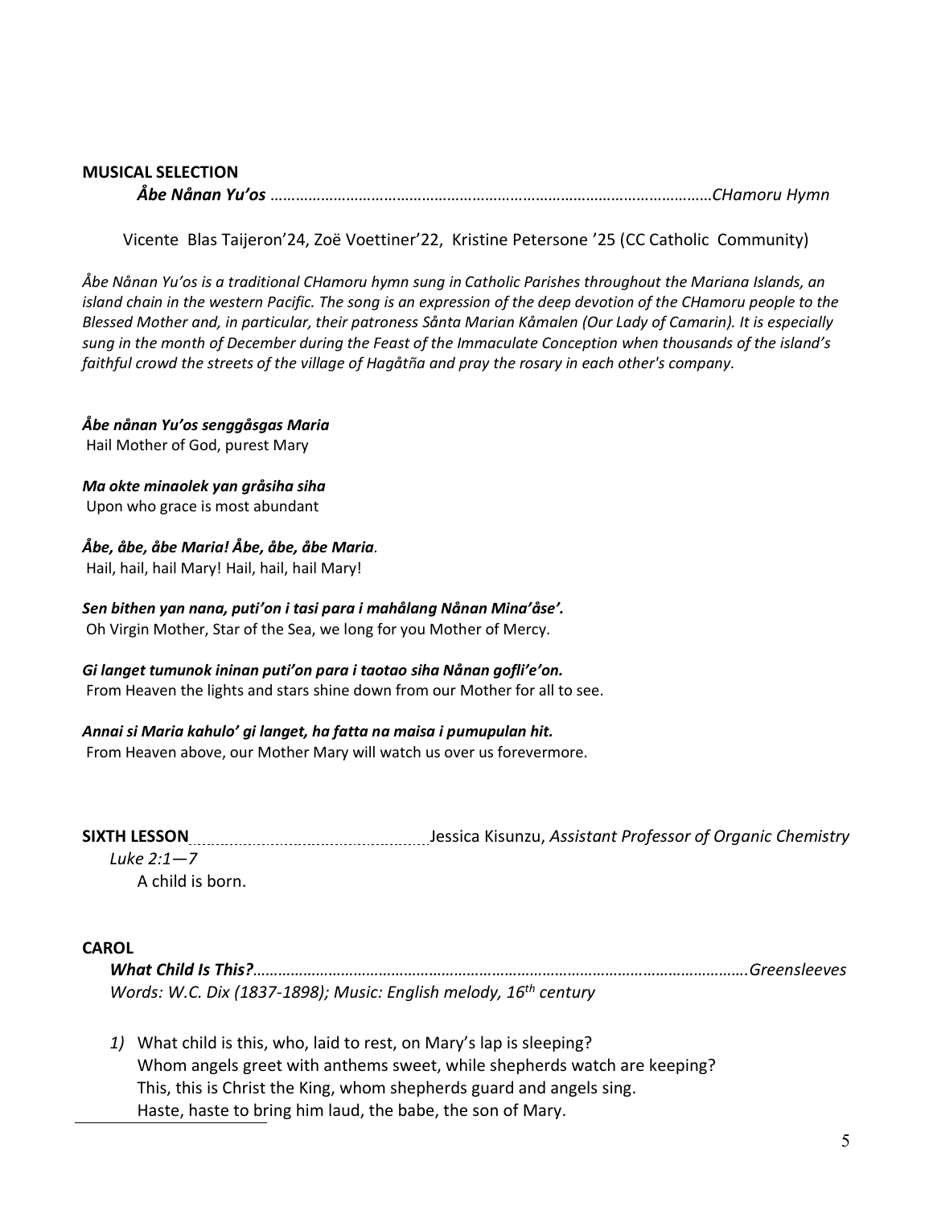**MUSICAL SELECTION**

***Åbe Nånan Yu'os*** ……………………………………………………………………………………………*CHamoru Hymn*

Vicente Blas Taijeron'24, Zoë Voettiner'22, Kristine Petersone '25 (CC Catholic Community)

*Åbe Nånan Yu'os is a traditional CHamoru hymn sung in Catholic Parishes throughout the Mariana Islands, an island chain in the western Pacific. The song is an expression of the deep devotion of the CHamoru people to the Blessed Mother and, in particular, their patroness Sånta Marian Kåmalen (Our Lady of Camarin). It is especially sung in the month of December during the Feast of the Immaculate Conception when thousands of the island's faithful crowd the streets of the village of Hagåtña and pray the rosary in each other's company.*

***Åbe nånan Yu'os senggåsgas Maria***
Hail Mother of God, purest Mary

***Ma okte minaolek yan gråsiha siha***
Upon who grace is most abundant

***Åbe, åbe, åbe Maria! Åbe, åbe, åbe Maria***.
Hail, hail, hail Mary! Hail, hail, hail Mary!

***Sen bithen yan nana, puti'on i tasi para i mahålang Nånan Mina'åse'.***
Oh Virgin Mother, Star of the Sea, we long for you Mother of Mercy.

***Gi langet tumunok ininan puti'on para i taotao siha Nånan gofli'e'on.***
From Heaven the lights and stars shine down from our Mother for all to see.

***Annai si Maria kahulo' gi langet, ha fatta na maisa i pumupulan hit.***
From Heaven above, our Mother Mary will watch us over us forevermore.

**SIXTH LESSON**………………………………Jessica Kisunzu, *Assistant Professor of Organic Chemistry*

*Luke 2:1—7*

A child is born.

**CAROL**

***What Child Is This?***…………………………………………………………………………………………*Greensleeves*

*Words: W.C. Dix (1837-1898); Music: English melody, 16th century*

1) What child is this, who, laid to rest, on Mary's lap is sleeping?
   Whom angels greet with anthems sweet, while shepherds watch are keeping?
   This, this is Christ the King, whom shepherds guard and angels sing.
   Haste, haste to bring him laud, the babe, the son of Mary.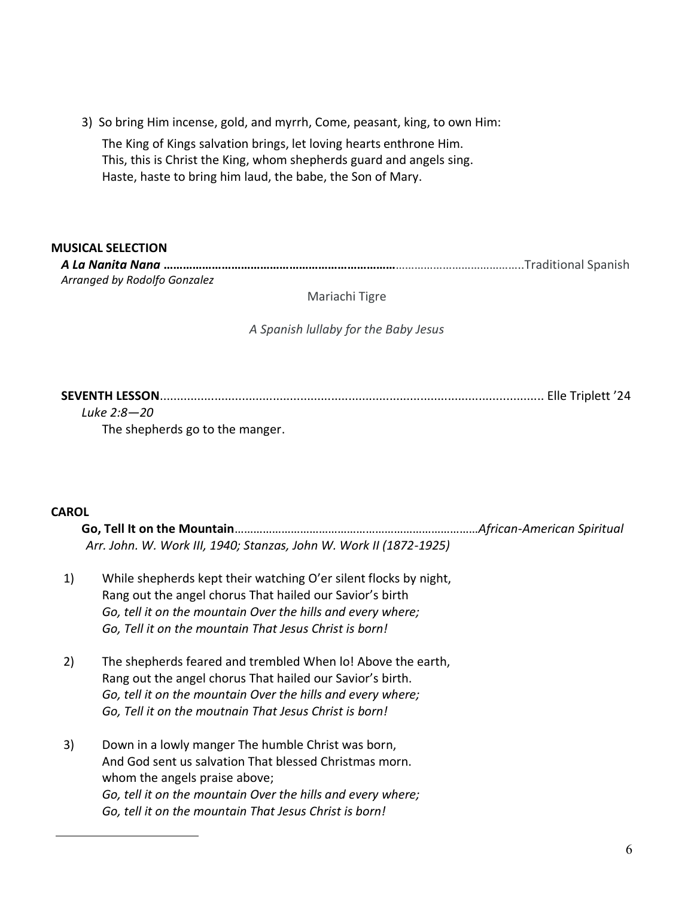3) So bring Him incense, gold, and myrrh, Come, peasant, king, to own Him:

The King of Kings salvation brings, let loving hearts enthrone Him.
This, this is Christ the King, whom shepherds guard and angels sing.
Haste, haste to bring him laud, the babe, the Son of Mary.

**MUSICAL SELECTION**

***A La Nanita Nana*** ……………………………………………………………………………………………Traditional Spanish
*Arranged by Rodolfo Gonzalez*

Mariachi Tigre

*A Spanish lullaby for the Baby Jesus*

**SEVENTH LESSON**........................................................................................................ Elle Triplett '24
*Luke 2:8—20*
The shepherds go to the manger.

**CAROL**

**Go, Tell It on the Mountain**…………………………………………………………………*African-American Spiritual*
*Arr. John. W. Work III, 1940; Stanzas, John W. Work II (1872-1925)*

1) While shepherds kept their watching O'er silent flocks by night,
Rang out the angel chorus That hailed our Savior's birth
*Go, tell it on the mountain Over the hills and every where;*
*Go, Tell it on the mountain That Jesus Christ is born!*

2) The shepherds feared and trembled When lo! Above the earth,
Rang out the angel chorus That hailed our Savior's birth.
*Go, tell it on the mountain Over the hills and every where;*
*Go, Tell it on the moutnain That Jesus Christ is born!*

3) Down in a lowly manger The humble Christ was born,
And God sent us salvation That blessed Christmas morn.
whom the angels praise above;
*Go, tell it on the mountain Over the hills and every where;*
*Go, tell it on the mountain That Jesus Christ is born!*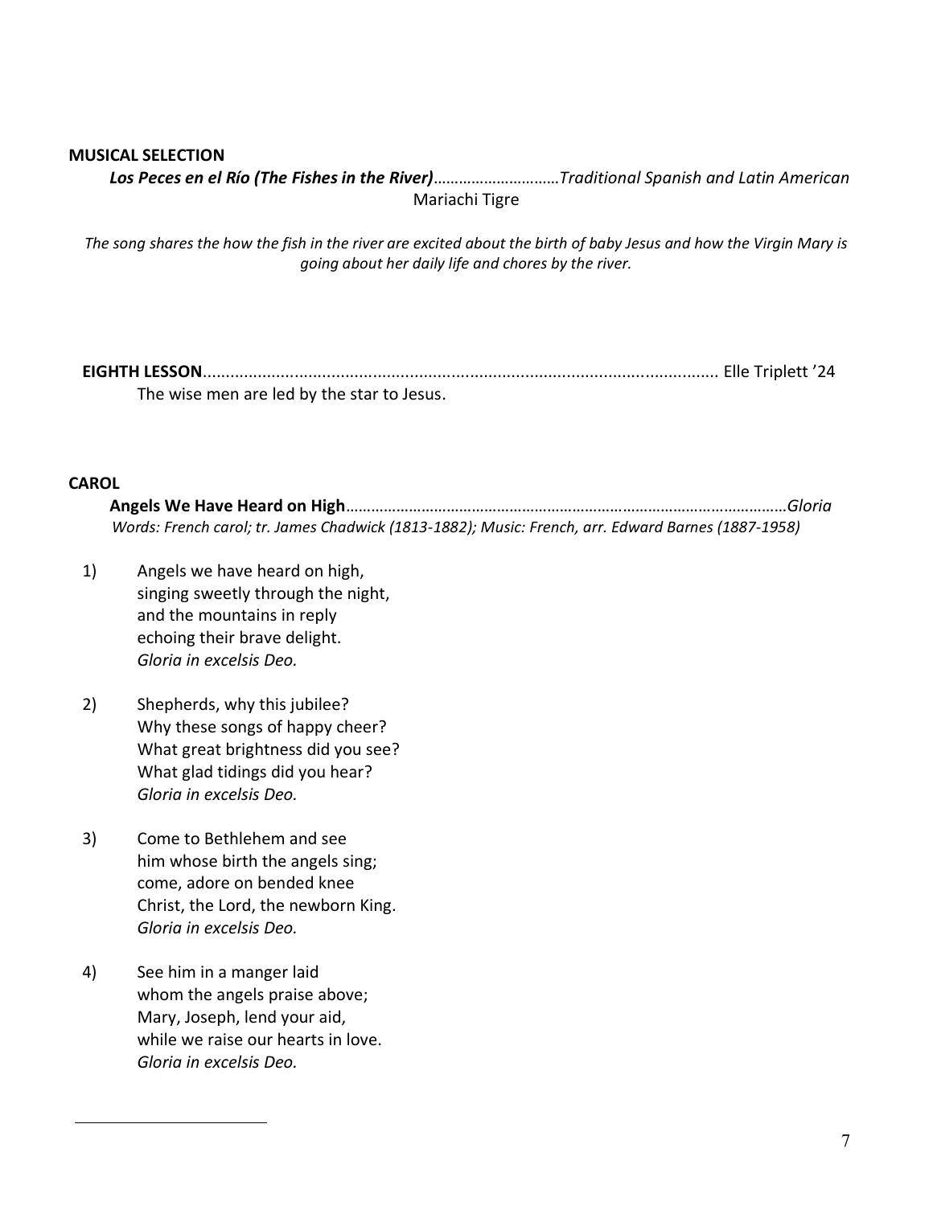**MUSICAL SELECTION**

***Los Peces en el Río (The Fishes in the River)***.............................*Traditional Spanish and Latin American*

Mariachi Tigre

*The song shares the how the fish in the river are excited about the birth of baby Jesus and how the Virgin Mary is going about her daily life and chores by the river.*

**EIGHTH LESSON**................................................................................................................. Elle Triplett '24

The wise men are led by the star to Jesus.

**CAROL**

**Angels We Have Heard on High**......................................................................................................*Gloria*

*Words: French carol; tr. James Chadwick (1813-1882); Music: French, arr. Edward Barnes (1887-1958)*

1) Angels we have heard on high,
singing sweetly through the night,
and the mountains in reply
echoing their brave delight.
*Gloria in excelsis Deo.*

2) Shepherds, why this jubilee?
Why these songs of happy cheer?
What great brightness did you see?
What glad tidings did you hear?
*Gloria in excelsis Deo.*

3) Come to Bethlehem and see
him whose birth the angels sing;
come, adore on bended knee
Christ, the Lord, the newborn King.
*Gloria in excelsis Deo.*

4) See him in a manger laid
whom the angels praise above;
Mary, Joseph, lend your aid,
while we raise our hearts in love.
*Gloria in excelsis Deo.*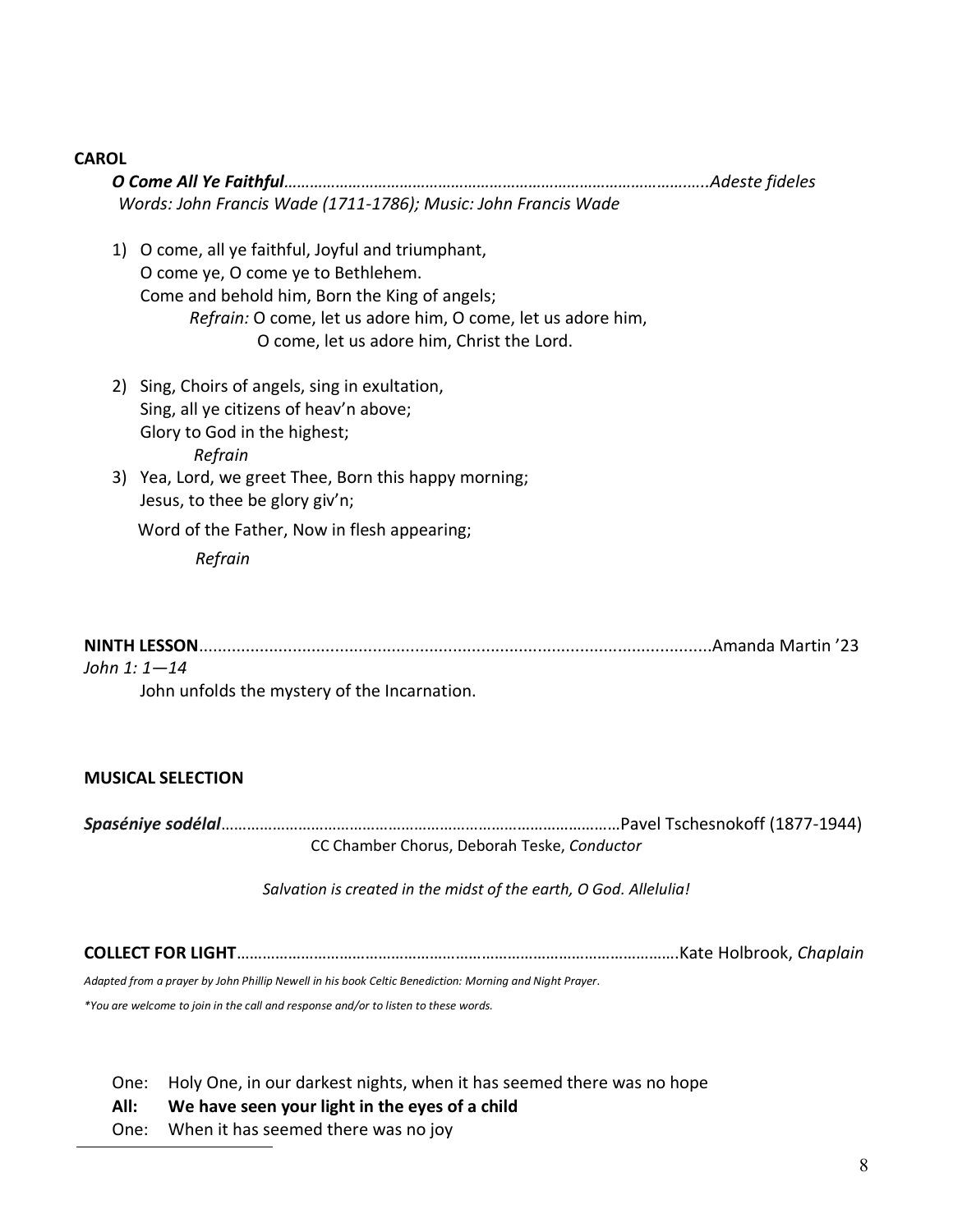**CAROL**

***O Come All Ye Faithful***……………………………………………………………………………………..*Adeste fideles*
*Words: John Francis Wade (1711-1786); Music: John Francis Wade*

1) O come, all ye faithful, Joyful and triumphant,
   O come ye, O come ye to Bethlehem.
   Come and behold him, Born the King of angels;
   *Refrain:* O come, let us adore him, O come, let us adore him,
   O come, let us adore him, Christ the Lord.

2) Sing, Choirs of angels, sing in exultation,
   Sing, all ye citizens of heav'n above;
   Glory to God in the highest;
   *Refrain*

3) Yea, Lord, we greet Thee, Born this happy morning;
   Jesus, to thee be glory giv'n;
   Word of the Father, Now in flesh appearing;
   *Refrain*

**NINTH LESSON**...........................................................................................................Amanda Martin '23
*John 1: 1—14*
John unfolds the mystery of the Incarnation.

**MUSICAL SELECTION**

***Spaséniye sodélal***………………………………………………………………………………Pavel Tschesnokoff (1877-1944)
CC Chamber Chorus, Deborah Teske, *Conductor*

*Salvation is created in the midst of the earth, O God. Allelulia!*

**COLLECT FOR LIGHT**……………………………………………………………………………………….Kate Holbrook, *Chaplain*

*Adapted from a prayer by John Phillip Newell in his book Celtic Benediction: Morning and Night Prayer.*

**You are welcome to join in the call and response and/or to listen to these words.*

One: Holy One, in our darkest nights, when it has seemed there was no hope
**All: We have seen your light in the eyes of a child**
One: When it has seemed there was no joy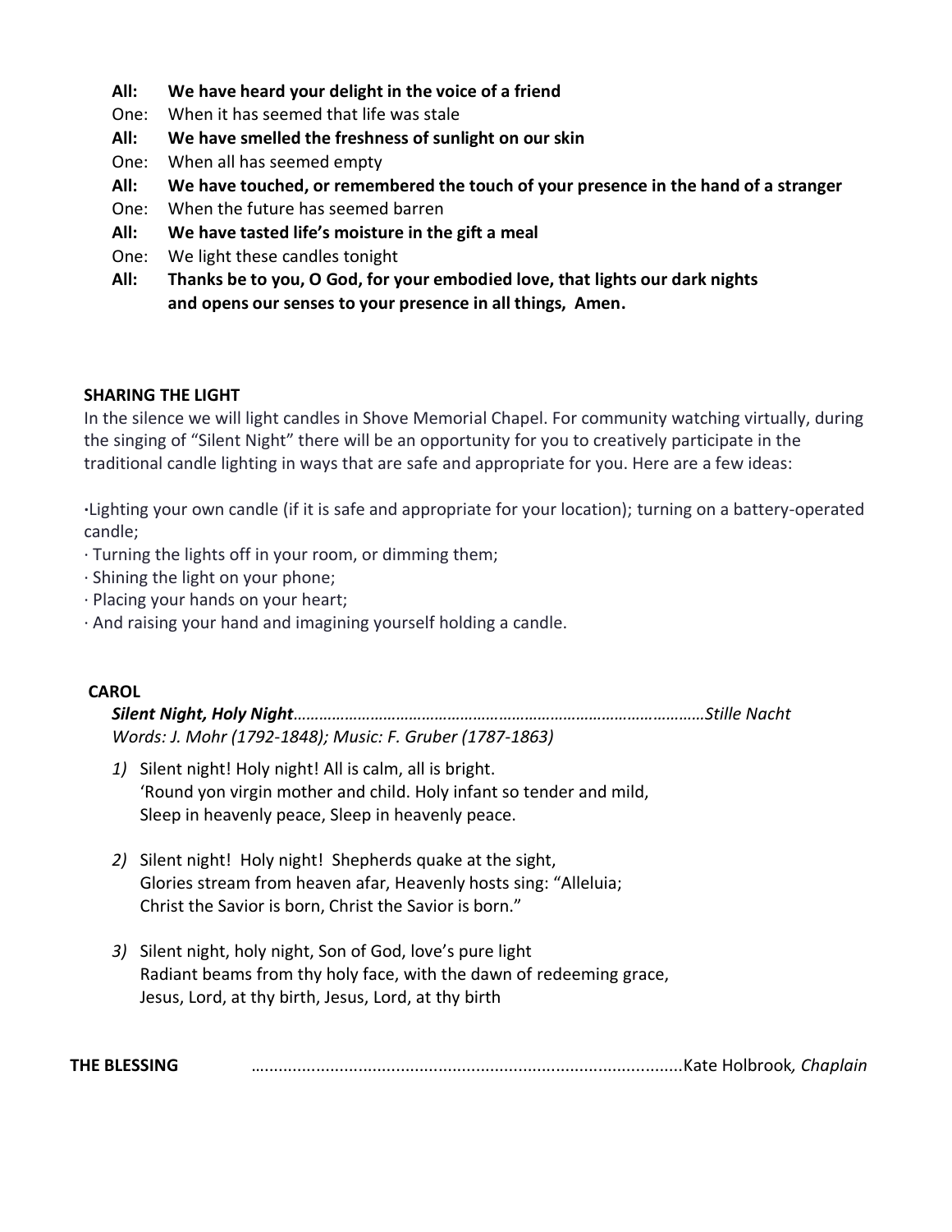**All: We have heard your delight in the voice of a friend**

One: When it has seemed that life was stale

**All: We have smelled the freshness of sunlight on our skin**

One: When all has seemed empty

**All: We have touched, or remembered the touch of your presence in the hand of a stranger**

One: When the future has seemed barren

**All: We have tasted life's moisture in the gift a meal**

One: We light these candles tonight

**All: Thanks be to you, O God, for your embodied love, that lights our dark nights and opens our senses to your presence in all things, Amen.**

**SHARING THE LIGHT**

In the silence we will light candles in Shove Memorial Chapel. For community watching virtually, during the singing of "Silent Night" there will be an opportunity for you to creatively participate in the traditional candle lighting in ways that are safe and appropriate for you. Here are a few ideas:

- Lighting your own candle (if it is safe and appropriate for your location); turning on a battery-operated candle;
- Turning the lights off in your room, or dimming them;
- Shining the light on your phone;
- Placing your hands on your heart;
- And raising your hand and imagining yourself holding a candle.

**CAROL**

***Silent Night, Holy Night****……………………………………………………………………………………Stille Nacht*

*Words: J. Mohr (1792-1848); Music: F. Gruber (1787-1863)*

*1)* Silent night! Holy night! All is calm, all is bright.
'Round yon virgin mother and child. Holy infant so tender and mild,
Sleep in heavenly peace, Sleep in heavenly peace.

*2)* Silent night! Holy night! Shepherds quake at the sight,
Glories stream from heaven afar, Heavenly hosts sing: "Alleluia;
Christ the Savior is born, Christ the Savior is born."

*3)* Silent night, holy night, Son of God, love's pure light
Radiant beams from thy holy face, with the dawn of redeeming grace,
Jesus, Lord, at thy birth, Jesus, Lord, at thy birth

**THE BLESSING** ……………………………………………………………………………Kate Holbrook*, Chaplain*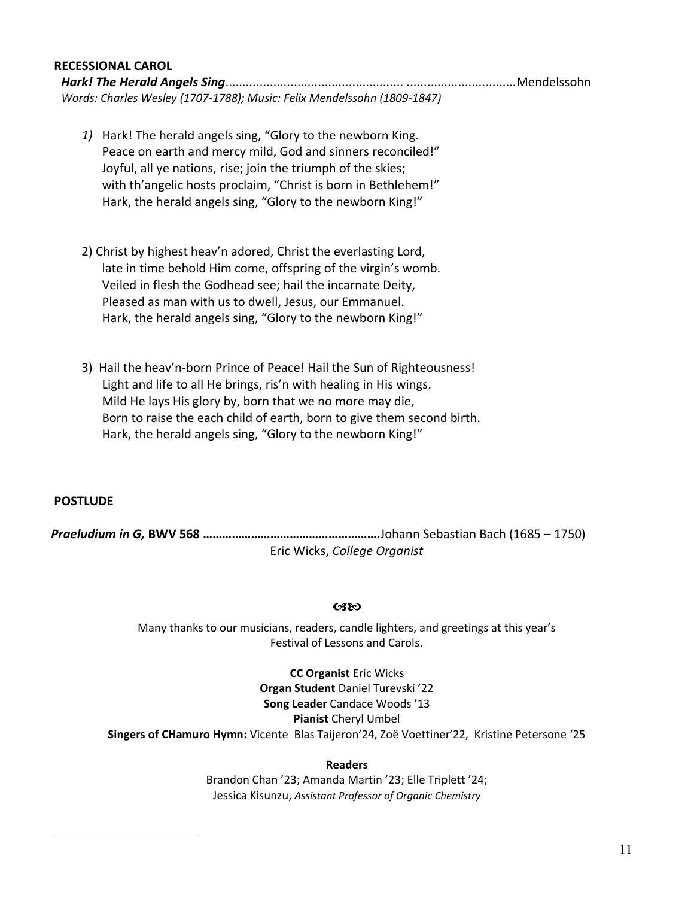**RECESSIONAL CAROL**

***Hark! The Herald Angels Sing***.................................................... ...............................Mendelssohn
*Words: Charles Wesley (1707-1788); Music: Felix Mendelssohn (1809-1847)*

*1)* Hark! The herald angels sing, "Glory to the newborn King.
Peace on earth and mercy mild, God and sinners reconciled!"
Joyful, all ye nations, rise; join the triumph of the skies;
with th'angelic hosts proclaim, "Christ is born in Bethlehem!"
Hark, the herald angels sing, "Glory to the newborn King!"

2) Christ by highest heav'n adored, Christ the everlasting Lord,
late in time behold Him come, offspring of the virgin's womb.
Veiled in flesh the Godhead see; hail the incarnate Deity,
Pleased as man with us to dwell, Jesus, our Emmanuel.
Hark, the herald angels sing, "Glory to the newborn King!"

3) Hail the heav'n-born Prince of Peace! Hail the Sun of Righteousness!
Light and life to all He brings, ris'n with healing in His wings.
Mild He lays His glory by, born that we no more may die,
Born to raise the each child of earth, born to give them second birth.
Hark, the herald angels sing, "Glory to the newborn King!"

**POSTLUDE**

***Praeludium in G,* BWV 568 ………………………………………………**Johann Sebastian Bach (1685 – 1750)
Eric Wicks, *College Organist*

Many thanks to our musicians, readers, candle lighters, and greetings at this year's Festival of Lessons and Carols.

**CC Organist** Eric Wicks
**Organ Student** Daniel Turevski '22
**Song Leader** Candace Woods '13
**Pianist** Cheryl Umbel
**Singers of CHamuro Hymn:** Vicente Blas Taijeron'24, Zoë Voettiner'22, Kristine Petersone '25

**Readers**
Brandon Chan '23; Amanda Martin '23; Elle Triplett '24;
Jessica Kisunzu, *Assistant Professor of Organic Chemistry*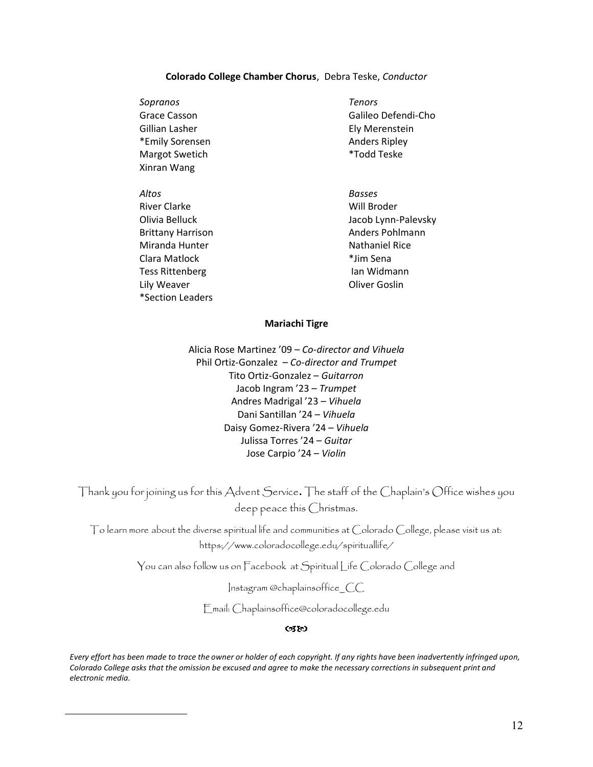**Colorado College Chamber Chorus**, Debra Teske, *Conductor*

*Sopranos*
Grace Casson
Gillian Lasher
*Emily Sorensen
Margot Swetich
Xinran Wang

*Altos*
River Clarke
Olivia Belluck
Brittany Harrison
Miranda Hunter
Clara Matlock
Tess Rittenberg
Lily Weaver
*Section Leaders

*Tenors*
Galileo Defendi-Cho
Ely Merenstein
Anders Ripley
*Todd Teske

*Basses*
Will Broder
Jacob Lynn-Palevsky
Anders Pohlmann
Nathaniel Rice
*Jim Sena
Ian Widmann
Oliver Goslin

**Mariachi Tigre**

Alicia Rose Martinez '09 – *Co-director and Vihuela*
Phil Ortiz-Gonzalez – *Co-director and Trumpet*
Tito Ortiz-Gonzalez – *Guitarron*
Jacob Ingram '23 – *Trumpet*
Andres Madrigal '23 – *Vihuela*
Dani Santillan '24 – *Vihuela*
Daisy Gomez-Rivera '24 – *Vihuela*
Julissa Torres '24 – *Guitar*
Jose Carpio '24 – *Violin*

Thank you for joining us for this Advent Service. The staff of the Chaplain's Office wishes you deep peace this Christmas.

To learn more about the diverse spiritual life and communities at Colorado College, please visit us at: https://www.coloradocollege.edu/spirituallife/

You can also follow us on Facebook at Spiritual Life Colorado College and

Instagram @chaplainsoffice_CC

Email: Chaplainsoffice@coloradocollege.edu

*Every effort has been made to trace the owner or holder of each copyright. If any rights have been inadvertently infringed upon, Colorado College asks that the omission be excused and agree to make the necessary corrections in subsequent print and electronic media.*